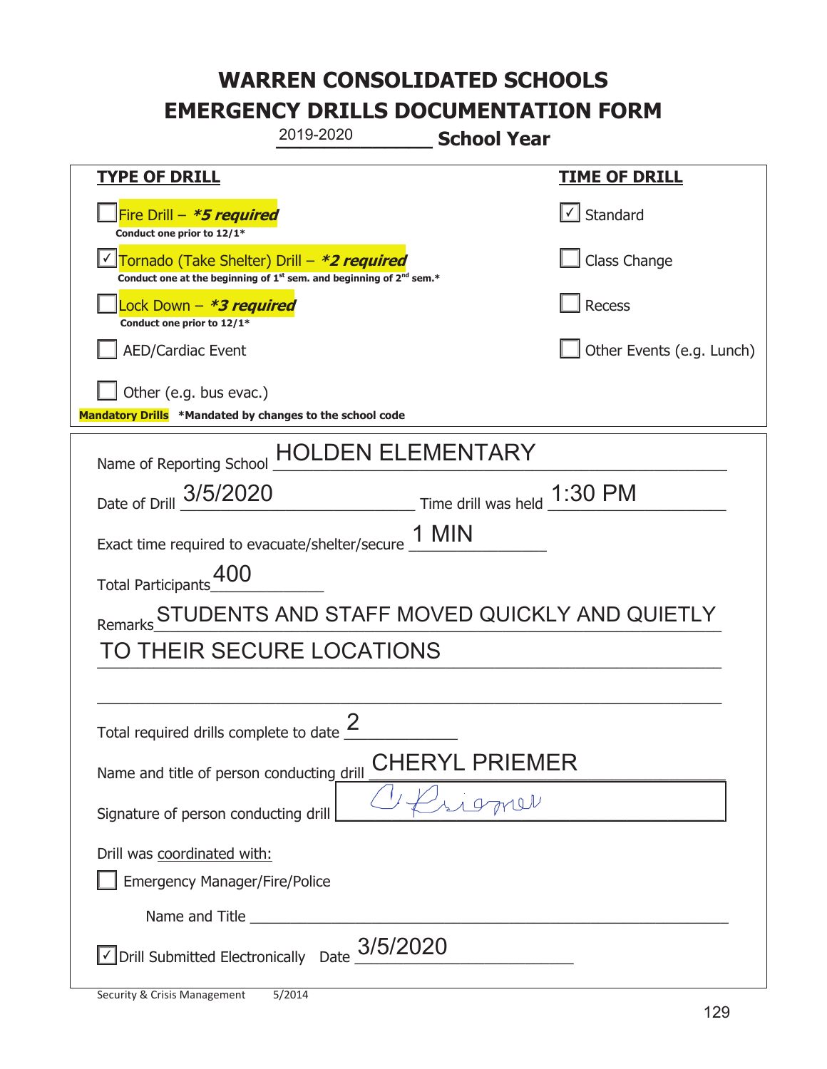# WARREN CONSOLIDATED SCHOOLS
# EMERGENCY DRILLS DOCUMENTATION FORM

2019-2020 **School Year**

| **TYPE OF DRILL** | **TIME OF DRILL** |
|---|---|
| ☐ Fire Drill – ***5 required*** <br> **Conduct one prior to 12/1*** | ☑ Standard |
| ☑ Tornado (Take Shelter) Drill – ***2 required*** <br> **Conduct one at the beginning of 1st sem. and beginning of 2nd sem.*** | ☐ Class Change |
| ☐ Lock Down – ***3 required*** <br> **Conduct one prior to 12/1*** | ☐ Recess |
| ☐ AED/Cardiac Event | ☐ Other Events (e.g. Lunch) |
| ☐ Other (e.g. bus evac.) | |

**Mandatory Drills** ***Mandated by changes to the school code**

Name of Reporting School: HOLDEN ELEMENTARY

Date of Drill: 3/5/2020 Time drill was held: 1:30 PM

Exact time required to evacuate/shelter/secure: 1 MIN

Total Participants: 400

Remarks: STUDENTS AND STAFF MOVED QUICKLY AND QUIETLY TO THEIR SECURE LOCATIONS

Total required drills complete to date: 2

Name and title of person conducting drill: CHERYL PRIEMER

Signature of person conducting drill: C. Priemer

Drill was coordinated with:

☐ Emergency Manager/Fire/Police

Name and Title: ______________________

☑ Drill Submitted Electronically Date: 3/5/2020

Security & Crisis Management 5/2014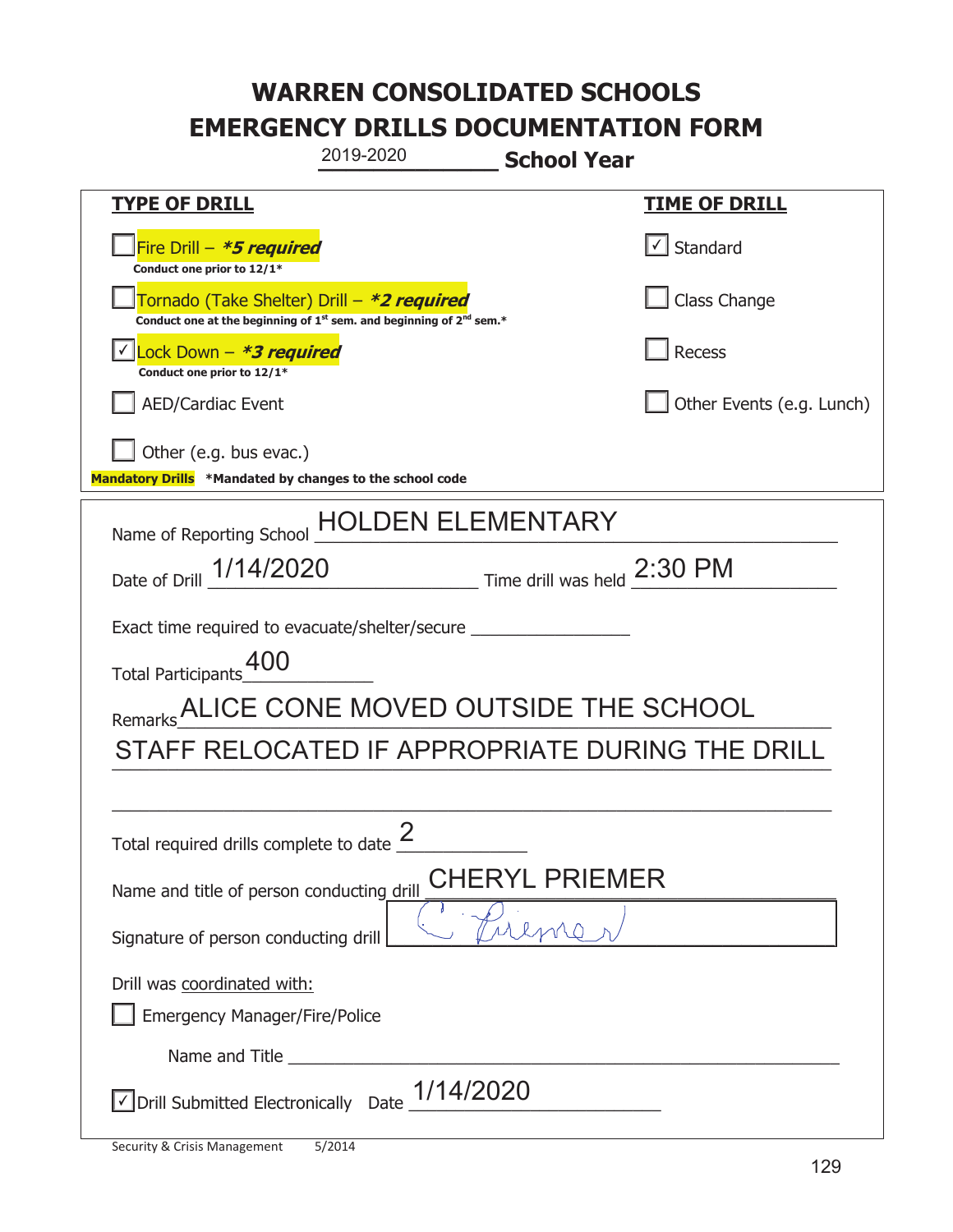# WARREN CONSOLIDATED SCHOOLS
# EMERGENCY DRILLS DOCUMENTATION FORM

2019-2020 **School Year**

| **TYPE OF DRILL** | **TIME OF DRILL** |
|---|---|
| ☐ Fire Drill – ***5 required*** Conduct one prior to 12/1* | ☑ Standard |
| ☐ Tornado (Take Shelter) Drill – ***2 required*** Conduct one at the beginning of 1st sem. and beginning of 2nd sem.* | ☐ Class Change |
| ☑ Lock Down – ***3 required*** Conduct one prior to 12/1* | ☐ Recess |
| ☐ AED/Cardiac Event | ☐ Other Events (e.g. Lunch) |
| ☐ Other (e.g. bus evac.) | |

**Mandatory Drills** ***Mandated by changes to the school code**

Name of Reporting School: HOLDEN ELEMENTARY

Date of Drill: 1/14/2020 Time drill was held: 2:30 PM

Exact time required to evacuate/shelter/secure: ________________

Total Participants: 400

Remarks: ALICE CONE MOVED OUTSIDE THE SCHOOL STAFF RELOCATED IF APPROPRIATE DURING THE DRILL

Total required drills complete to date: 2

Name and title of person conducting drill: CHERYL PRIEMER

Signature of person conducting drill: C. Priemer

Drill was coordinated with:

☐ Emergency Manager/Fire/Police

Name and Title ________________________________

☑ Drill Submitted Electronically Date: 1/14/2020

Security & Crisis Management 5/2014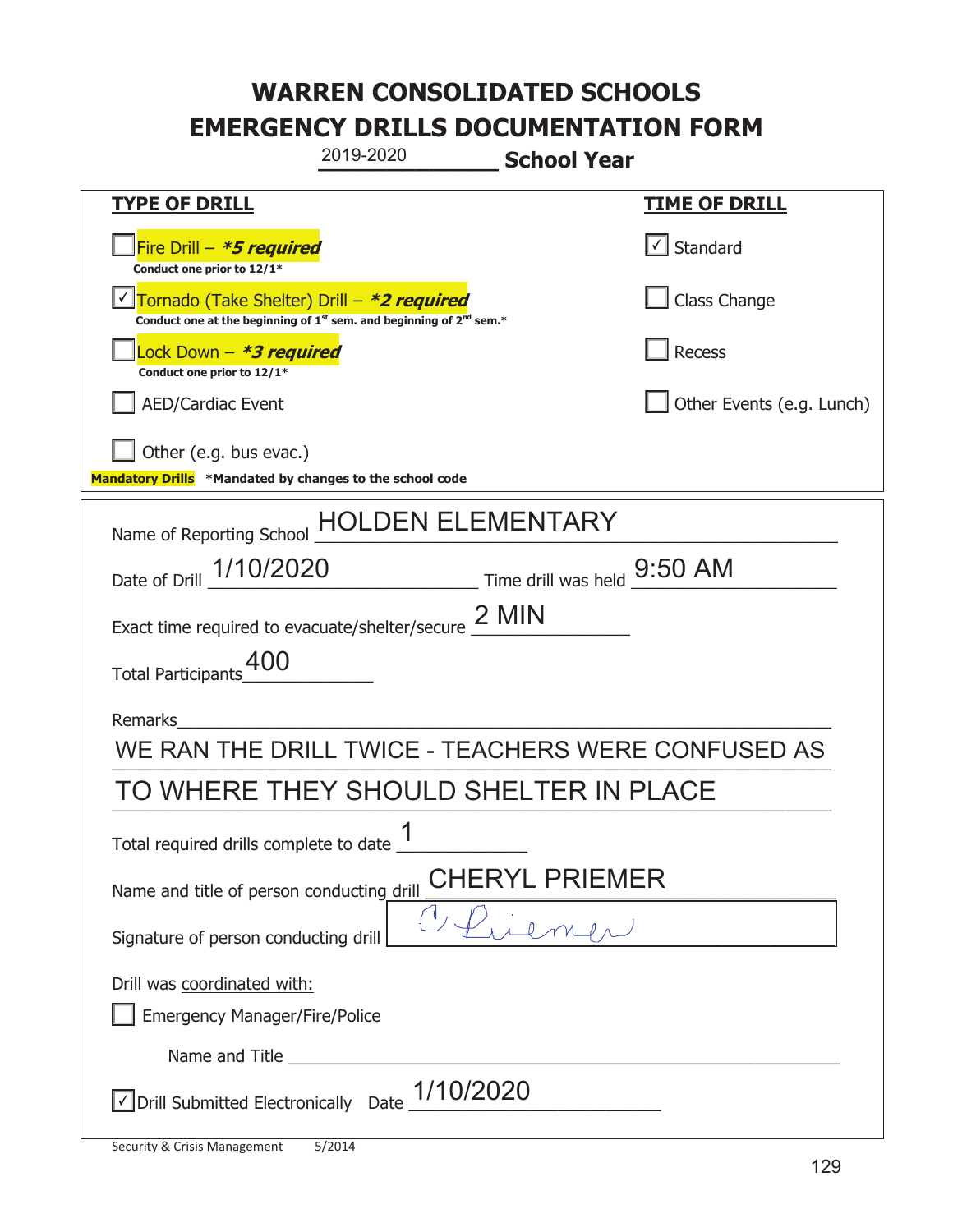# WARREN CONSOLIDATED SCHOOLS
# EMERGENCY DRILLS DOCUMENTATION FORM

2019-2020 **School Year**

| **TYPE OF DRILL** | **TIME OF DRILL** |
|---|---|
| ☐ Fire Drill – ***5 required** <br> **Conduct one prior to 12/1*** | ☑ Standard |
| ☑ Tornado (Take Shelter) Drill – ***2 required** <br> **Conduct one at the beginning of 1st sem. and beginning of 2nd sem.*** | ☐ Class Change |
| ☐ Lock Down – ***3 required** <br> **Conduct one prior to 12/1*** | ☐ Recess |
| ☐ AED/Cardiac Event | ☐ Other Events (e.g. Lunch) |
| ☐ Other (e.g. bus evac.) | |

**Mandatory Drills** ***Mandated by changes to the school code**

Name of Reporting School: HOLDEN ELEMENTARY

Date of Drill: 1/10/2020 Time drill was held: 9:50 AM

Exact time required to evacuate/shelter/secure: 2 MIN

Total Participants: 400

Remarks:
WE RAN THE DRILL TWICE - TEACHERS WERE CONFUSED AS TO WHERE THEY SHOULD SHELTER IN PLACE

Total required drills complete to date: 1

Name and title of person conducting drill: CHERYL PRIEMER

Signature of person conducting drill: C Priemer

Drill was coordinated with:

☐ Emergency Manager/Fire/Police

Name and Title ______________________

☑ Drill Submitted Electronically Date: 1/10/2020

Security & Crisis Management 5/2014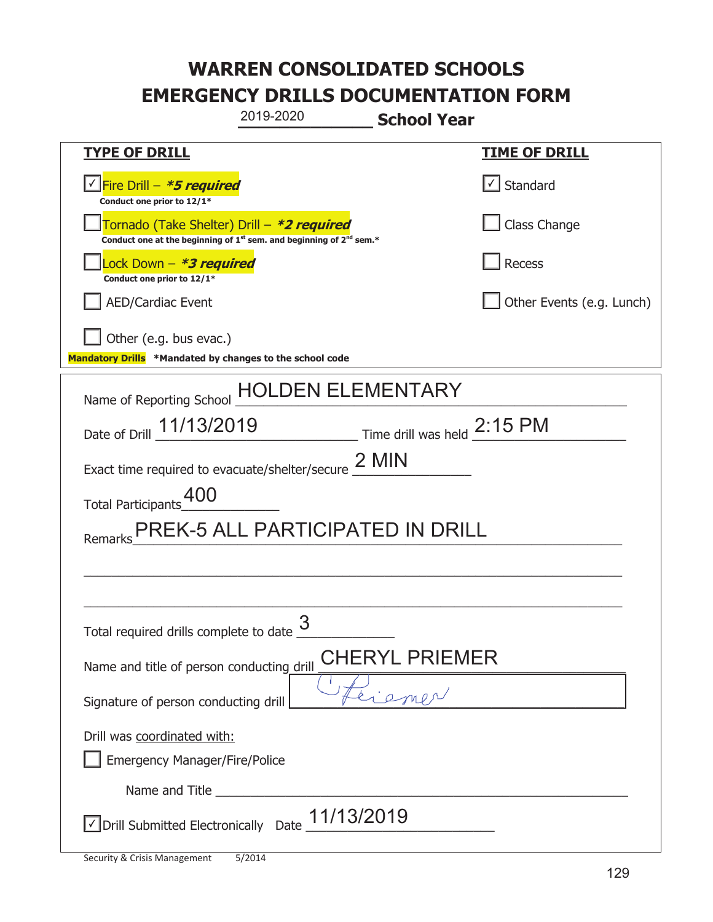# WARREN CONSOLIDATED SCHOOLS
# EMERGENCY DRILLS DOCUMENTATION FORM

2019-2020 **School Year**

| **TYPE OF DRILL** | **TIME OF DRILL** |
|---|---|
| ☑ Fire Drill – ***5 required*** <br> **Conduct one prior to 12/1*** | ☑ Standard |
| ☐ Tornado (Take Shelter) Drill – ***2 required*** <br> **Conduct one at the beginning of 1st sem. and beginning of 2nd sem.*** | ☐ Class Change |
| ☐ Lock Down – ***3 required*** <br> **Conduct one prior to 12/1*** | ☐ Recess |
| ☐ AED/Cardiac Event | ☐ Other Events (e.g. Lunch) |
| ☐ Other (e.g. bus evac.) | |

**Mandatory Drills** **\*Mandated by changes to the school code**

Name of Reporting School: HOLDEN ELEMENTARY

Date of Drill: 11/13/2019 Time drill was held: 2:15 PM

Exact time required to evacuate/shelter/secure: 2 MIN

Total Participants: 400

Remarks: PREK-5 ALL PARTICIPATED IN DRILL

Total required drills complete to date: 3

Name and title of person conducting drill: CHERYL PRIEMER

Signature of person conducting drill: C Priemer

Drill was coordinated with:

☐ Emergency Manager/Fire/Police

Name and Title: ______________________

☑ Drill Submitted Electronically Date: 11/13/2019

Security & Crisis Management 5/2014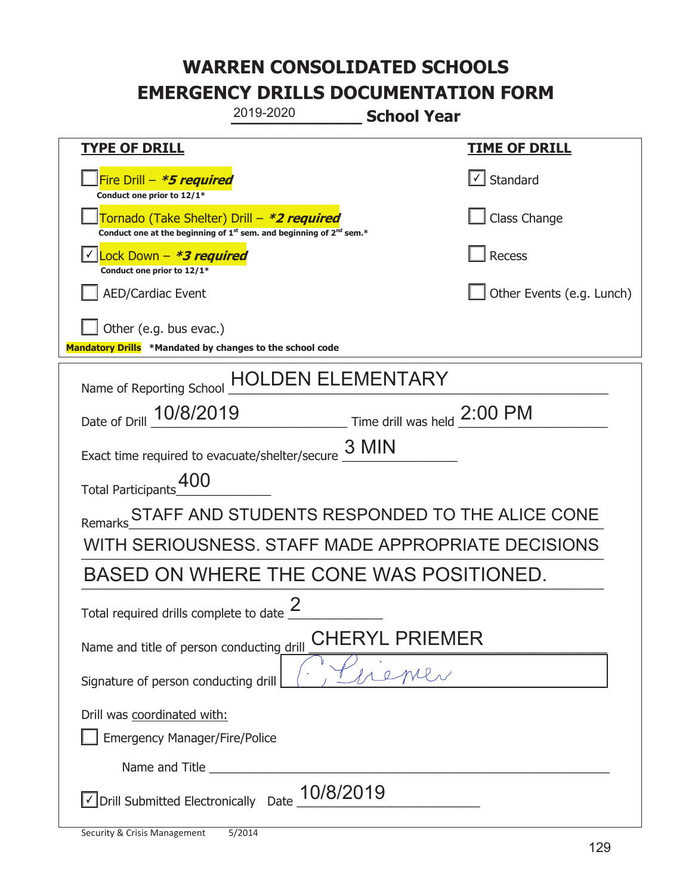# WARREN CONSOLIDATED SCHOOLS
# EMERGENCY DRILLS DOCUMENTATION FORM

2019-2020 **School Year**

| **TYPE OF DRILL** | **TIME OF DRILL** |
|---|---|
| ☐ Fire Drill – ***5 required*** Conduct one prior to 12/1* | ☑ Standard |
| ☐ Tornado (Take Shelter) Drill – ***2 required*** Conduct one at the beginning of 1st sem. and beginning of 2nd sem.* | ☐ Class Change |
| ☑ Lock Down – ***3 required*** Conduct one prior to 12/1* | ☐ Recess |
| ☐ AED/Cardiac Event | ☐ Other Events (e.g. Lunch) |
| ☐ Other (e.g. bus evac.) | |

**Mandatory Drills** ***Mandated by changes to the school code**

Name of Reporting School: HOLDEN ELEMENTARY

Date of Drill: 10/8/2019 Time drill was held: 2:00 PM

Exact time required to evacuate/shelter/secure: 3 MIN

Total Participants: 400

Remarks: STAFF AND STUDENTS RESPONDED TO THE ALICE CONE WITH SERIOUSNESS. STAFF MADE APPROPRIATE DECISIONS BASED ON WHERE THE CONE WAS POSITIONED.

Total required drills complete to date: 2

Name and title of person conducting drill: CHERYL PRIEMER

Signature of person conducting drill: C. Priemer

Drill was coordinated with:

☐ Emergency Manager/Fire/Police

Name and Title: ______________________

☑ Drill Submitted Electronically Date: 10/8/2019

Security & Crisis Management 5/2014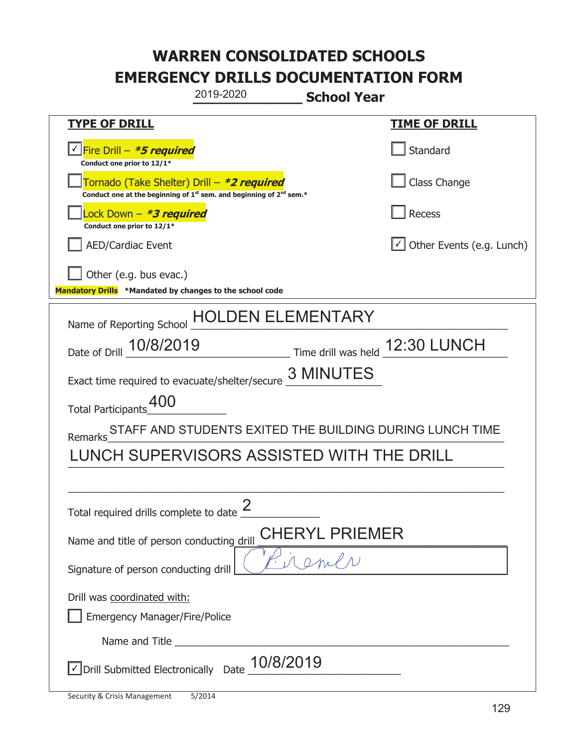# WARREN CONSOLIDATED SCHOOLS
# EMERGENCY DRILLS DOCUMENTATION FORM

2019-2020 **School Year**

| **TYPE OF DRILL** | **TIME OF DRILL** |
|---|---|
| ☑ Fire Drill – ***5 required*** Conduct one prior to 12/1* | ☐ Standard |
| ☐ Tornado (Take Shelter) Drill – ***2 required*** Conduct one at the beginning of 1st sem. and beginning of 2nd sem.* | ☐ Class Change |
| ☐ Lock Down – ***3 required*** Conduct one prior to 12/1* | ☐ Recess |
| ☐ AED/Cardiac Event | ☑ Other Events (e.g. Lunch) |
| ☐ Other (e.g. bus evac.) | |

**Mandatory Drills** ***Mandated by changes to the school code**

Name of Reporting School: HOLDEN ELEMENTARY

Date of Drill: 10/8/2019 Time drill was held: 12:30 LUNCH

Exact time required to evacuate/shelter/secure: 3 MINUTES

Total Participants: 400

Remarks: STAFF AND STUDENTS EXITED THE BUILDING DURING LUNCH TIME LUNCH SUPERVISORS ASSISTED WITH THE DRILL

Total required drills complete to date: 2

Name and title of person conducting drill: CHERYL PRIEMER

Signature of person conducting drill: C Priemer

Drill was coordinated with:

☐ Emergency Manager/Fire/Police

Name and Title \_\_\_\_\_\_\_\_\_\_\_\_\_\_\_\_\_\_\_\_

☑ Drill Submitted Electronically Date: 10/8/2019

Security & Crisis Management 5/2014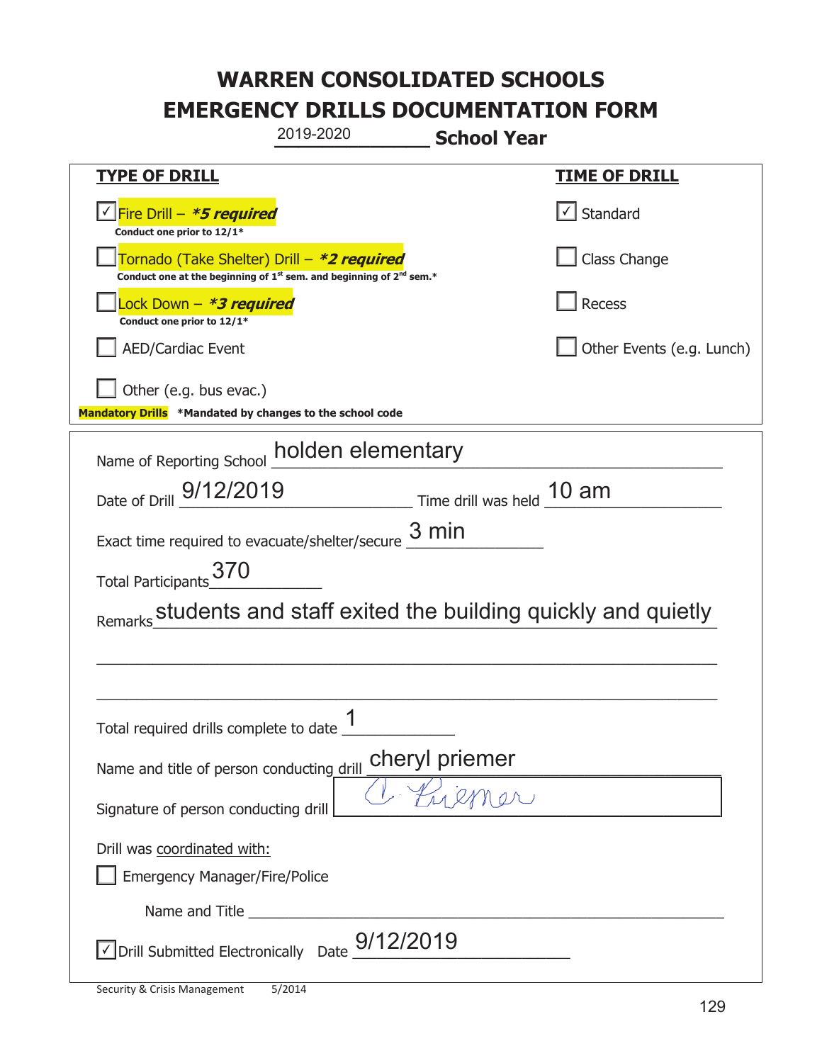# WARREN CONSOLIDATED SCHOOLS
# EMERGENCY DRILLS DOCUMENTATION FORM

2019-2020 **School Year**

| **TYPE OF DRILL** | **TIME OF DRILL** |
|---|---|
| ☑ Fire Drill – ***5 required***<br>**Conduct one prior to 12/1*** | ☑ Standard |
| ☐ Tornado (Take Shelter) Drill – ***2 required***<br>**Conduct one at the beginning of 1st sem. and beginning of 2nd sem.*** | ☐ Class Change |
| ☐ Lock Down – ***3 required***<br>**Conduct one prior to 12/1*** | ☐ Recess |
| ☐ AED/Cardiac Event | ☐ Other Events (e.g. Lunch) |
| ☐ Other (e.g. bus evac.) | |

**Mandatory Drills** **\*Mandated by changes to the school code**

Name of Reporting School: holden elementary

Date of Drill: 9/12/2019 Time drill was held: 10 am

Exact time required to evacuate/shelter/secure: 3 min

Total Participants: 370

Remarks: students and staff exited the building quickly and quietly

Total required drills complete to date: 1

Name and title of person conducting drill: cheryl priemer

Signature of person conducting drill: C. Priemer

Drill was coordinated with:

☐ Emergency Manager/Fire/Police

Name and Title: ______________________

☑ Drill Submitted Electronically Date: 9/12/2019

Security & Crisis Management 5/2014